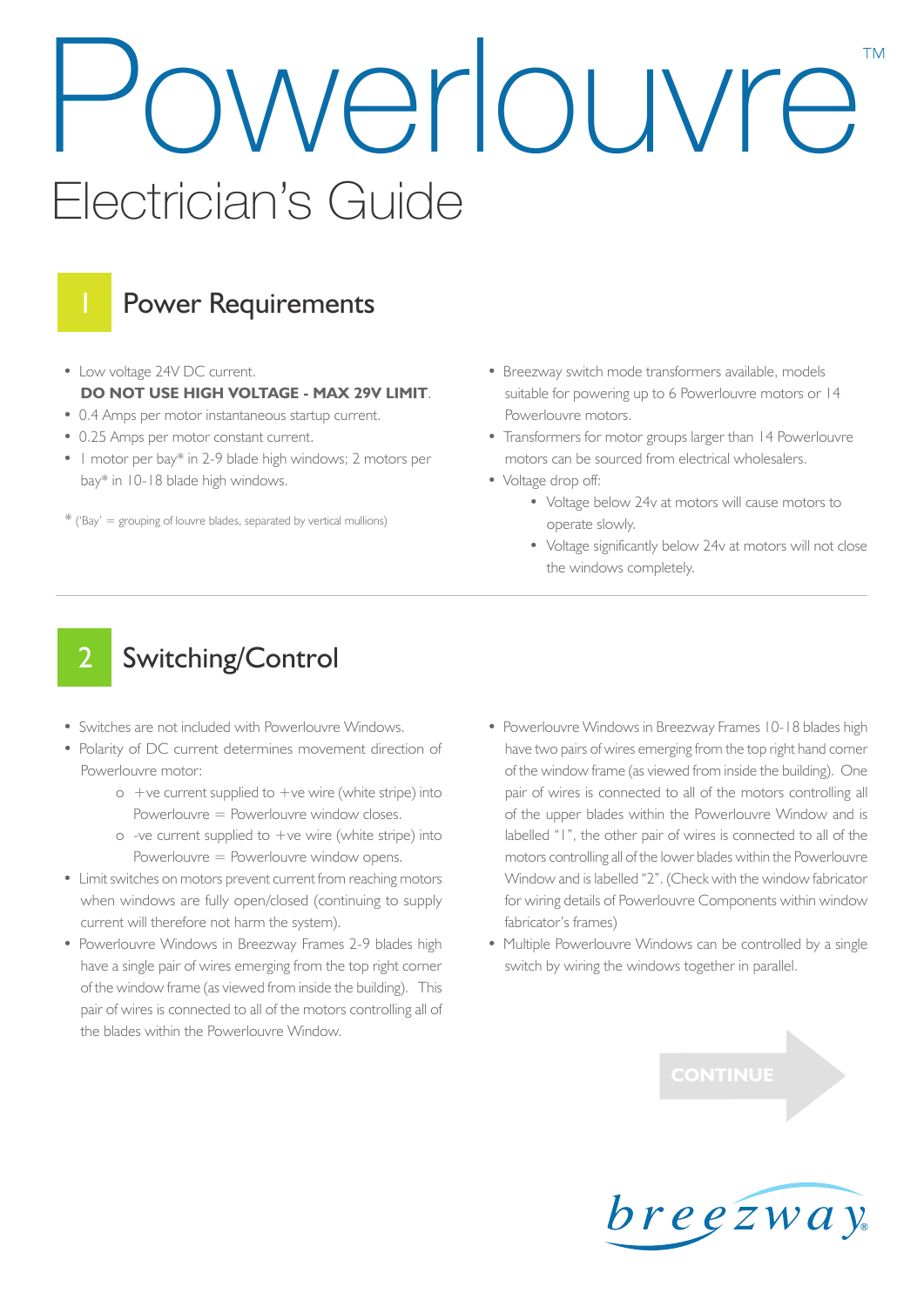# Powerlouvre™

## Electrician's Guide

## 1 Power Requirements

- Low voltage 24V DC current.
  **DO NOT USE HIGH VOLTAGE - MAX 29V LIMIT**.
- 0.4 Amps per motor instantaneous startup current.
- 0.25 Amps per motor constant current.
- 1 motor per bay* in 2-9 blade high windows; 2 motors per bay* in 10-18 blade high windows.

* ('Bay' = grouping of louvre blades, separated by vertical mullions)

- Breezway switch mode transformers available, models suitable for powering up to 6 Powerlouvre motors or 14 Powerlouvre motors.
- Transformers for motor groups larger than 14 Powerlouvre motors can be sourced from electrical wholesalers.
- Voltage drop off:
  - Voltage below 24v at motors will cause motors to operate slowly.
  - Voltage significantly below 24v at motors will not close the windows completely.

## 2 Switching/Control

- Switches are not included with Powerlouvre Windows.
- Polarity of DC current determines movement direction of Powerlouvre motor:
  - +ve current supplied to +ve wire (white stripe) into Powerlouvre = Powerlouvre window closes.
  - -ve current supplied to +ve wire (white stripe) into Powerlouvre = Powerlouvre window opens.
- Limit switches on motors prevent current from reaching motors when windows are fully open/closed (continuing to supply current will therefore not harm the system).
- Powerlouvre Windows in Breezway Frames 2-9 blades high have a single pair of wires emerging from the top right corner of the window frame (as viewed from inside the building). This pair of wires is connected to all of the motors controlling all of the blades within the Powerlouvre Window.
- Powerlouvre Windows in Breezway Frames 10-18 blades high have two pairs of wires emerging from the top right hand corner of the window frame (as viewed from inside the building). One pair of wires is connected to all of the motors controlling all of the upper blades within the Powerlouvre Window and is labelled "1", the other pair of wires is connected to all of the motors controlling all of the lower blades within the Powerlouvre Window and is labelled "2". (Check with the window fabricator for wiring details of Powerlouvre Components within window fabricator's frames)
- Multiple Powerlouvre Windows can be controlled by a single switch by wiring the windows together in parallel.

CONTINUE

breezway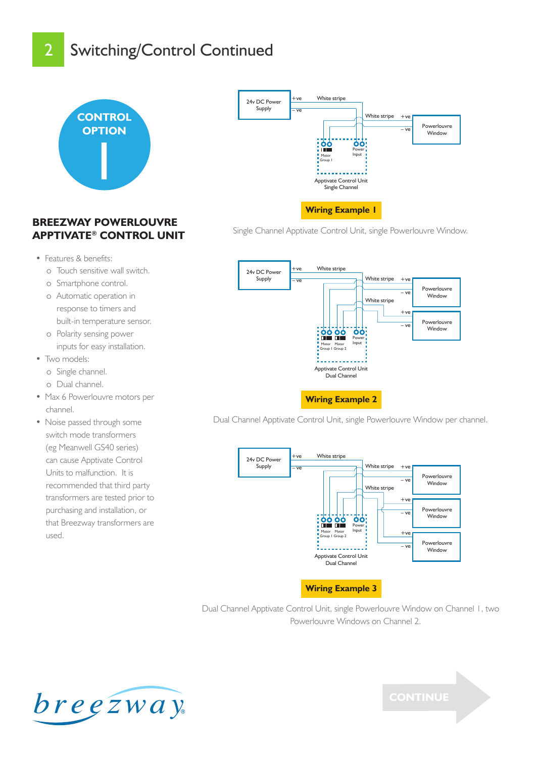# 2 Switching/Control Continued

**CONTROL OPTION 1**

## BREEZWAY POWERLOUVRE APPTIVATE® CONTROL UNIT

- Features & benefits:
  - Touch sensitive wall switch.
  - Smartphone control.
  - Automatic operation in response to timers and built-in temperature sensor.
  - Polarity sensing power inputs for easy installation.
- Two models:
  - Single channel.
  - Dual channel.
- Max 6 Powerlouvre motors per channel.
- Noise passed through some switch mode transformers (eg Meanwell GS40 series) can cause Apptivate Control Units to malfunction. It is recommended that third party transformers are tested prior to purchasing and installation, or that Breezway transformers are used.

24v DC Power Supply | +ve | –ve | White stripe | White stripe | +ve | –ve | Powerlouvre Window | Motor Group 1 | Power Input | Apptivate Control Unit Single Channel

**Wiring Example 1**

Single Channel Apptivate Control Unit, single Powerlouvre Window.

24v DC Power Supply | +ve | –ve | White stripe | White stripe | +ve | –ve | Powerlouvre Window | White stripe | +ve | –ve | Powerlouvre Window | Motor Group 1 | Motor Group 2 | Power Input | Apptivate Control Unit Dual Channel

**Wiring Example 2**

Dual Channel Apptivate Control Unit, single Powerlouvre Window per channel.

24v DC Power Supply | +ve | –ve | White stripe | White stripe | +ve | –ve | Powerlouvre Window | White stripe | +ve | –ve | Powerlouvre Window | +ve | –ve | Powerlouvre Window | Motor Group 1 | Motor Group 2 | Power Input | Apptivate Control Unit Dual Channel

**Wiring Example 3**

Dual Channel Apptivate Control Unit, single Powerlouvre Window on Channel 1, two Powerlouvre Windows on Channel 2.

breezway®

CONTINUE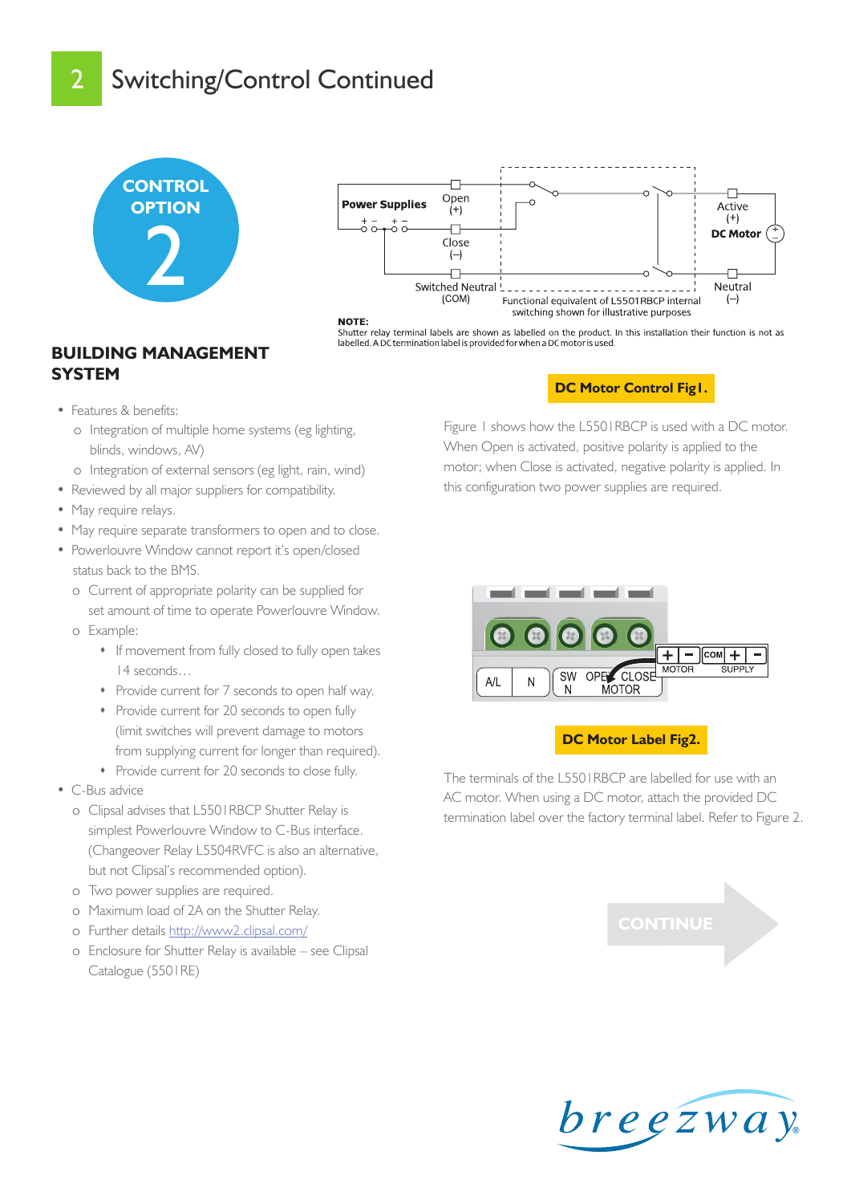# 2 Switching/Control Continued

CONTROL OPTION 2

## BUILDING MANAGEMENT SYSTEM

- Features & benefits:
  - Integration of multiple home systems (eg lighting, blinds, windows, AV)
  - Integration of external sensors (eg light, rain, wind)
- Reviewed by all major suppliers for compatibility.
- May require relays.
- May require separate transformers to open and to close.
- Powerlouvre Window cannot report it's open/closed status back to the BMS.
  - Current of appropriate polarity can be supplied for set amount of time to operate Powerlouvre Window.
  - Example:
    - If movement from fully closed to fully open takes 14 seconds…
    - Provide current for 7 seconds to open half way.
    - Provide current for 20 seconds to open fully (limit switches will prevent damage to motors from supplying current for longer than required).
    - Provide current for 20 seconds to close fully.
- C-Bus advice
  - Clipsal advises that L5501RBCP Shutter Relay is simplest Powerlouvre Window to C-Bus interface. (Changeover Relay L5504RVFC is also an alternative, but not Clipsal's recommended option).
  - Two power supplies are required.
  - Maximum load of 2A on the Shutter Relay.
  - Further details http://www2.clipsal.com/
  - Enclosure for Shutter Relay is available – see Clipsal Catalogue (5501RE)

Power Supplies | Open (+) | Close (–) | Switched Neutral (COM) | Active (+) | DC Motor | Neutral (–)

Functional equivalent of L5501RBCP internal switching shown for illustrative purposes

**NOTE:**
Shutter relay terminal labels are shown as labelled on the product. In this installation their function is not as labelled. A DC termination label is provided for when a DC motor is used.

**DC Motor Control Fig1.**

Figure 1 shows how the L5501RBCP is used with a DC motor. When Open is activated, positive polarity is applied to the motor; when Close is activated, negative polarity is applied. In this configuration two power supplies are required.

A/L | N | SW N | OPEN CLOSE MOTOR | + – MOTOR | COM + – SUPPLY

**DC Motor Label Fig2.**

The terminals of the L5501RBCP are labelled for use with an AC motor. When using a DC motor, attach the provided DC termination label over the factory terminal label. Refer to Figure 2.

CONTINUE

breezway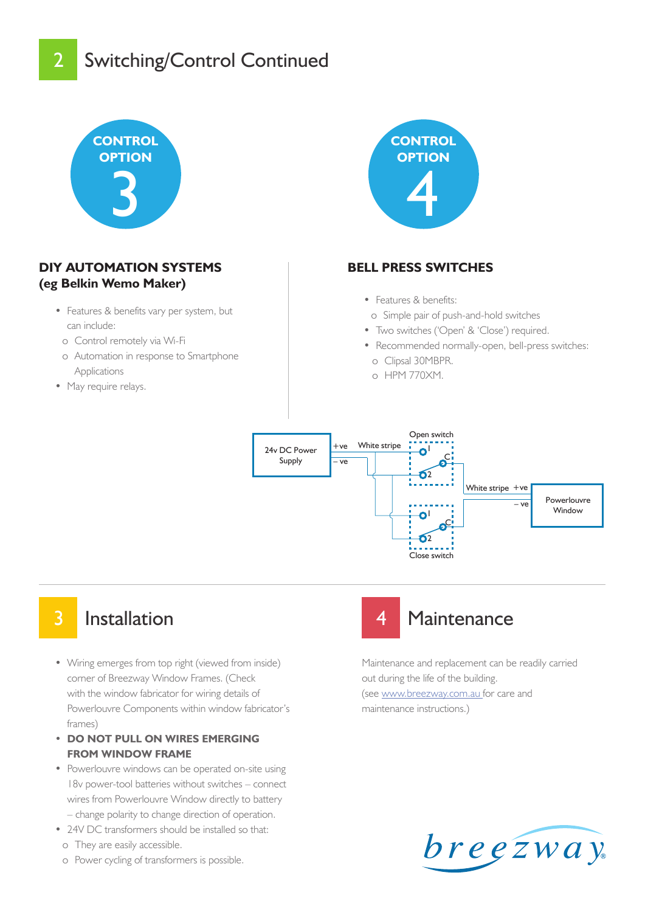## 2 Switching/Control Continued

**CONTROL OPTION 3**

### DIY AUTOMATION SYSTEMS (eg Belkin Wemo Maker)

- Features & benefits vary per system, but can include:
  - Control remotely via Wi-Fi
  - Automation in response to Smartphone Applications
- May require relays.

**CONTROL OPTION 4**

### BELL PRESS SWITCHES

- Features & benefits:
  - Simple pair of push-and-hold switches
- Two switches ('Open' & 'Close') required.
- Recommended normally-open, bell-press switches:
  - Clipsal 30MBPR.
  - HPM 770XM.

24v DC Power Supply
+ve
– ve
White stripe
Open switch
1
C
2
White stripe +ve
– ve
Powerlouvre Window
1
C
2
Close switch

## 3 Installation

- Wiring emerges from top right (viewed from inside) corner of Breezway Window Frames. (Check with the window fabricator for wiring details of Powerlouvre Components within window fabricator's frames)
- **DO NOT PULL ON WIRES EMERGING FROM WINDOW FRAME**
- Powerlouvre windows can be operated on-site using 18v power-tool batteries without switches – connect wires from Powerlouvre Window directly to battery – change polarity to change direction of operation.
- 24V DC transformers should be installed so that:
  - They are easily accessible.
  - Power cycling of transformers is possible.

## 4 Maintenance

Maintenance and replacement can be readily carried out during the life of the building.
(see www.breezway.com.au for care and maintenance instructions.)

breezway®